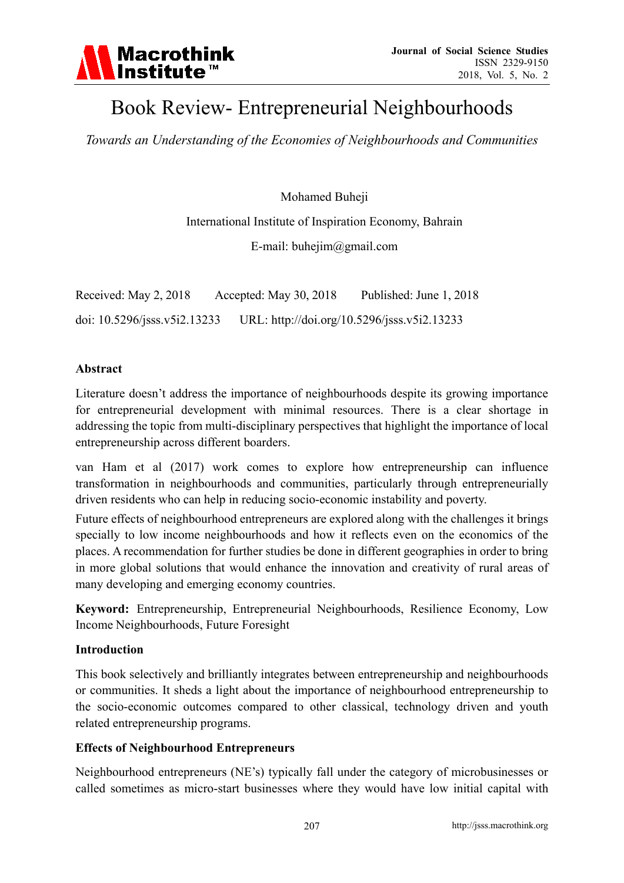# Book Review- Entrepreneurial Neighbourhoods

*Towards an Understanding of the Economies of Neighbourhoods and Communities*

Mohamed Buheji

International Institute of Inspiration Economy, Bahrain

E-mail: buhejim@gmail.com

Received: May 2, 2018 Accepted: May 30, 2018 Published: June 1, 2018

doi: 10.5296/jsss.v5i2.13233 URL: http://doi.org/10.5296/jsss.v5i2.13233

**Abstract**

Literature doesn't address the importance of neighbourhoods despite its growing importance for entrepreneurial development with minimal resources. There is a clear shortage in addressing the topic from multi-disciplinary perspectives that highlight the importance of local entrepreneurship across different boarders.

van Ham et al (2017) work comes to explore how entrepreneurship can influence transformation in neighbourhoods and communities, particularly through entrepreneurially driven residents who can help in reducing socio-economic instability and poverty.

Future effects of neighbourhood entrepreneurs are explored along with the challenges it brings specially to low income neighbourhoods and how it reflects even on the economics of the places. A recommendation for further studies be done in different geographies in order to bring in more global solutions that would enhance the innovation and creativity of rural areas of many developing and emerging economy countries.

**Keyword:** Entrepreneurship, Entrepreneurial Neighbourhoods, Resilience Economy, Low Income Neighbourhoods, Future Foresight

**Introduction**

This book selectively and brilliantly integrates between entrepreneurship and neighbourhoods or communities. It sheds a light about the importance of neighbourhood entrepreneurship to the socio-economic outcomes compared to other classical, technology driven and youth related entrepreneurship programs.

**Effects of Neighbourhood Entrepreneurs**

Neighbourhood entrepreneurs (NE's) typically fall under the category of microbusinesses or called sometimes as micro-start businesses where they would have low initial capital with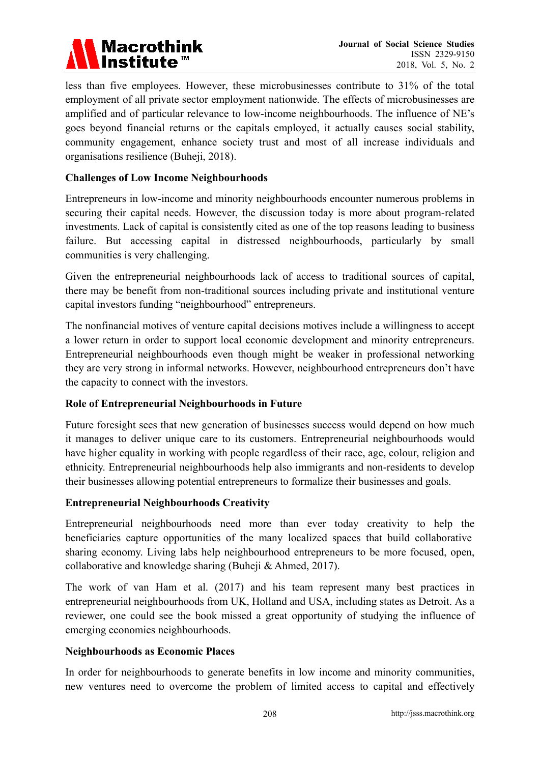less than five employees. However, these microbusinesses contribute to 31% of the total employment of all private sector employment nationwide. The effects of microbusinesses are amplified and of particular relevance to low-income neighbourhoods. The influence of NE's goes beyond financial returns or the capitals employed, it actually causes social stability, community engagement, enhance society trust and most of all increase individuals and organisations resilience (Buheji, 2018).

### Challenges of Low Income Neighbourhoods

Entrepreneurs in low-income and minority neighbourhoods encounter numerous problems in securing their capital needs. However, the discussion today is more about program-related investments. Lack of capital is consistently cited as one of the top reasons leading to business failure. But accessing capital in distressed neighbourhoods, particularly by small communities is very challenging.

Given the entrepreneurial neighbourhoods lack of access to traditional sources of capital, there may be benefit from non-traditional sources including private and institutional venture capital investors funding "neighbourhood" entrepreneurs.

The nonfinancial motives of venture capital decisions motives include a willingness to accept a lower return in order to support local economic development and minority entrepreneurs. Entrepreneurial neighbourhoods even though might be weaker in professional networking they are very strong in informal networks. However, neighbourhood entrepreneurs don't have the capacity to connect with the investors.

### Role of Entrepreneurial Neighbourhoods in Future

Future foresight sees that new generation of businesses success would depend on how much it manages to deliver unique care to its customers. Entrepreneurial neighbourhoods would have higher equality in working with people regardless of their race, age, colour, religion and ethnicity. Entrepreneurial neighbourhoods help also immigrants and non-residents to develop their businesses allowing potential entrepreneurs to formalize their businesses and goals.

### Entrepreneurial Neighbourhoods Creativity

Entrepreneurial neighbourhoods need more than ever today creativity to help the beneficiaries capture opportunities of the many localized spaces that build collaborative sharing economy. Living labs help neighbourhood entrepreneurs to be more focused, open, collaborative and knowledge sharing (Buheji & Ahmed, 2017).

The work of van Ham et al. (2017) and his team represent many best practices in entrepreneurial neighbourhoods from UK, Holland and USA, including states as Detroit. As a reviewer, one could see the book missed a great opportunity of studying the influence of emerging economies neighbourhoods.

### Neighbourhoods as Economic Places

In order for neighbourhoods to generate benefits in low income and minority communities, new ventures need to overcome the problem of limited access to capital and effectively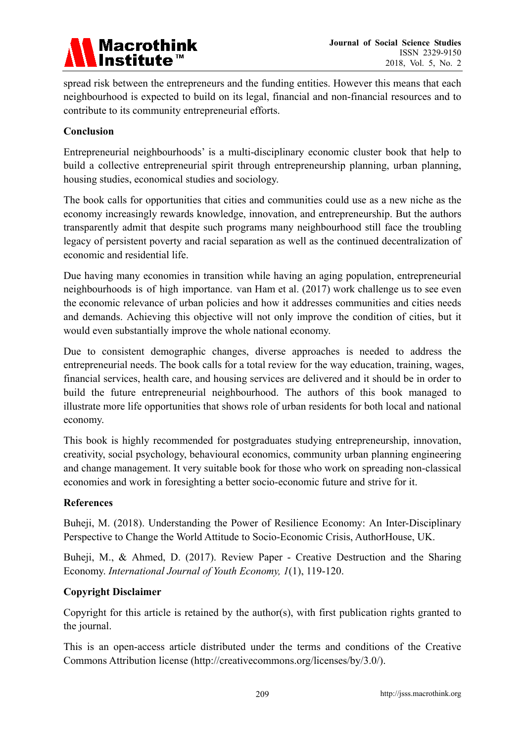spread risk between the entrepreneurs and the funding entities. However this means that each neighbourhood is expected to build on its legal, financial and non-financial resources and to contribute to its community entrepreneurial efforts.

## Conclusion

Entrepreneurial neighbourhoods' is a multi-disciplinary economic cluster book that help to build a collective entrepreneurial spirit through entrepreneurship planning, urban planning, housing studies, economical studies and sociology.

The book calls for opportunities that cities and communities could use as a new niche as the economy increasingly rewards knowledge, innovation, and entrepreneurship. But the authors transparently admit that despite such programs many neighbourhood still face the troubling legacy of persistent poverty and racial separation as well as the continued decentralization of economic and residential life.

Due having many economies in transition while having an aging population, entrepreneurial neighbourhoods is of high importance. van Ham et al. (2017) work challenge us to see even the economic relevance of urban policies and how it addresses communities and cities needs and demands. Achieving this objective will not only improve the condition of cities, but it would even substantially improve the whole national economy.

Due to consistent demographic changes, diverse approaches is needed to address the entrepreneurial needs. The book calls for a total review for the way education, training, wages, financial services, health care, and housing services are delivered and it should be in order to build the future entrepreneurial neighbourhood. The authors of this book managed to illustrate more life opportunities that shows role of urban residents for both local and national economy.

This book is highly recommended for postgraduates studying entrepreneurship, innovation, creativity, social psychology, behavioural economics, community urban planning engineering and change management. It very suitable book for those who work on spreading non-classical economies and work in foresighting a better socio-economic future and strive for it.

## References

Buheji, M. (2018). Understanding the Power of Resilience Economy: An Inter-Disciplinary Perspective to Change the World Attitude to Socio-Economic Crisis, AuthorHouse, UK.

Buheji, M., & Ahmed, D. (2017). Review Paper - Creative Destruction and the Sharing Economy. *International Journal of Youth Economy, 1*(1), 119-120.

## Copyright Disclaimer

Copyright for this article is retained by the author(s), with first publication rights granted to the journal.

This is an open-access article distributed under the terms and conditions of the Creative Commons Attribution license (http://creativecommons.org/licenses/by/3.0/).